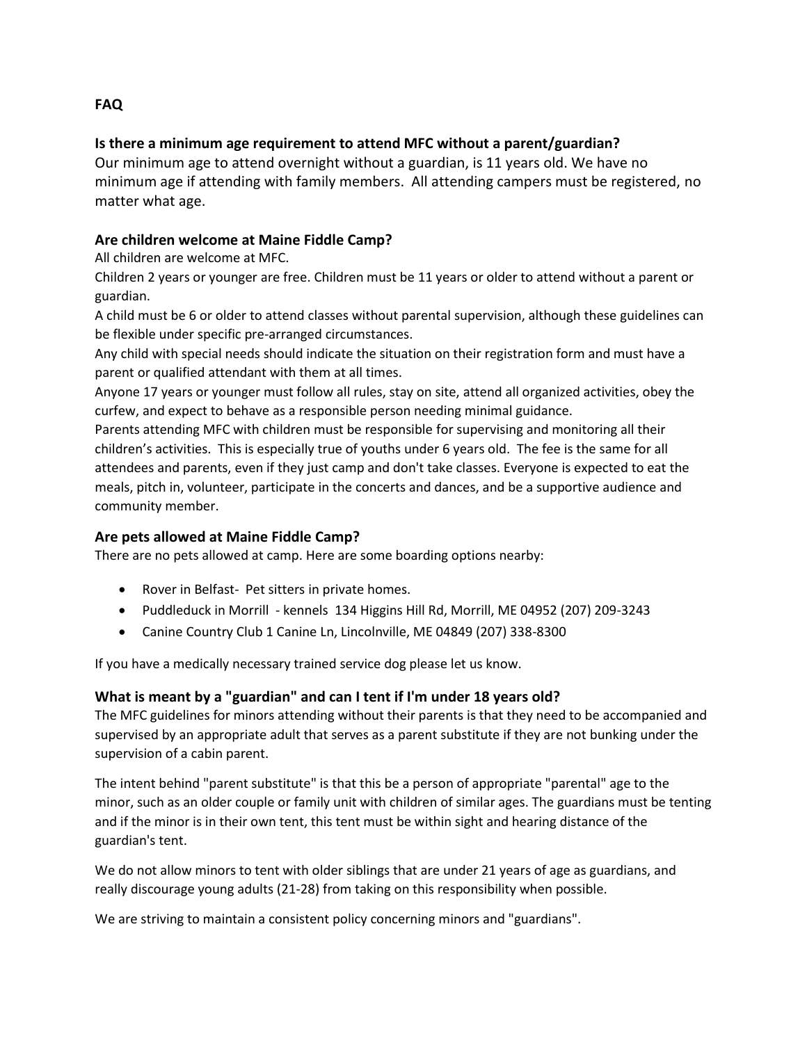## FAQ

### Is there a minimum age requirement to attend MFC without a parent/guardian?

Our minimum age to attend overnight without a guardian, is 11 years old. We have no minimum age if attending with family members. All attending campers must be registered, no matter what age.

### Are children welcome at Maine Fiddle Camp?

All children are welcome at MFC.

Children 2 years or younger are free. Children must be 11 years or older to attend without a parent or guardian.

A child must be 6 or older to attend classes without parental supervision, although these guidelines can be flexible under specific pre-arranged circumstances.

Any child with special needs should indicate the situation on their registration form and must have a parent or qualified attendant with them at all times.

Anyone 17 years or younger must follow all rules, stay on site, attend all organized activities, obey the curfew, and expect to behave as a responsible person needing minimal guidance.

Parents attending MFC with children must be responsible for supervising and monitoring all their children's activities. This is especially true of youths under 6 years old. The fee is the same for all attendees and parents, even if they just camp and don't take classes. Everyone is expected to eat the meals, pitch in, volunteer, participate in the concerts and dances, and be a supportive audience and community member.

### Are pets allowed at Maine Fiddle Camp?

There are no pets allowed at camp. Here are some boarding options nearby:

- Rover in Belfast- Pet sitters in private homes.
- Puddleduck in Morrill - kennels 134 Higgins Hill Rd, Morrill, ME 04952 (207) 209-3243
- Canine Country Club 1 Canine Ln, Lincolnville, ME 04849 (207) 338-8300

If you have a medically necessary trained service dog please let us know.

### What is meant by a "guardian" and can I tent if I'm under 18 years old?

The MFC guidelines for minors attending without their parents is that they need to be accompanied and supervised by an appropriate adult that serves as a parent substitute if they are not bunking under the supervision of a cabin parent.

The intent behind "parent substitute" is that this be a person of appropriate "parental" age to the minor, such as an older couple or family unit with children of similar ages. The guardians must be tenting and if the minor is in their own tent, this tent must be within sight and hearing distance of the guardian's tent.

We do not allow minors to tent with older siblings that are under 21 years of age as guardians, and really discourage young adults (21-28) from taking on this responsibility when possible.

We are striving to maintain a consistent policy concerning minors and "guardians".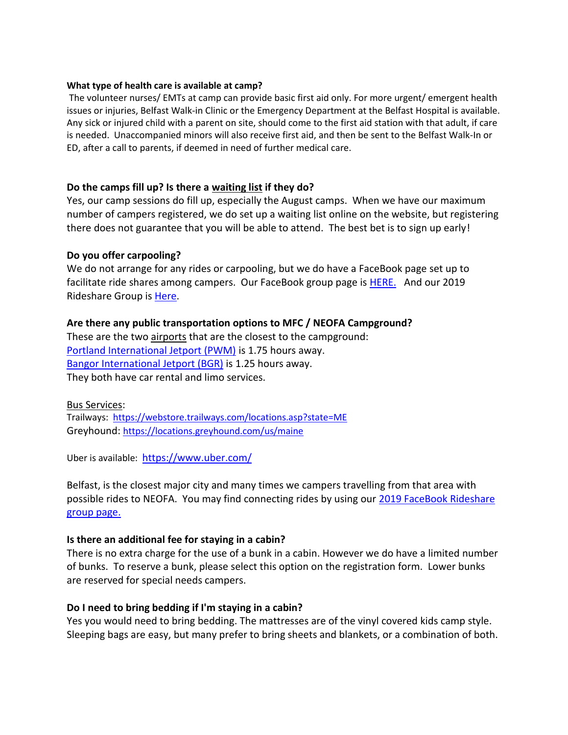**What type of health care is available at camp?**

The volunteer nurses/ EMTs at camp can provide basic first aid only. For more urgent/ emergent health issues or injuries, Belfast Walk-in Clinic or the Emergency Department at the Belfast Hospital is available. Any sick or injured child with a parent on site, should come to the first aid station with that adult, if care is needed. Unaccompanied minors will also receive first aid, and then be sent to the Belfast Walk-In or ED, after a call to parents, if deemed in need of further medical care.

**Do the camps fill up? Is there a waiting list if they do?**

Yes, our camp sessions do fill up, especially the August camps. When we have our maximum number of campers registered, we do set up a waiting list online on the website, but registering there does not guarantee that you will be able to attend. The best bet is to sign up early!

**Do you offer carpooling?**

We do not arrange for any rides or carpooling, but we do have a FaceBook page set up to facilitate ride shares among campers. Our FaceBook group page is HERE. And our 2019 Rideshare Group is Here.

**Are there any public transportation options to MFC / NEOFA Campground?**

These are the two airports that are the closest to the campground:
Portland International Jetport (PWM) is 1.75 hours away.
Bangor International Jetport (BGR) is 1.25 hours away.
They both have car rental and limo services.

Bus Services:
Trailways: https://webstore.trailways.com/locations.asp?state=ME
Greyhound: https://locations.greyhound.com/us/maine

Uber is available: https://www.uber.com/

Belfast, is the closest major city and many times we campers travelling from that area with possible rides to NEOFA. You may find connecting rides by using our 2019 FaceBook Rideshare group page.

**Is there an additional fee for staying in a cabin?**

There is no extra charge for the use of a bunk in a cabin. However we do have a limited number of bunks. To reserve a bunk, please select this option on the registration form. Lower bunks are reserved for special needs campers.

**Do I need to bring bedding if I'm staying in a cabin?**

Yes you would need to bring bedding. The mattresses are of the vinyl covered kids camp style. Sleeping bags are easy, but many prefer to bring sheets and blankets, or a combination of both.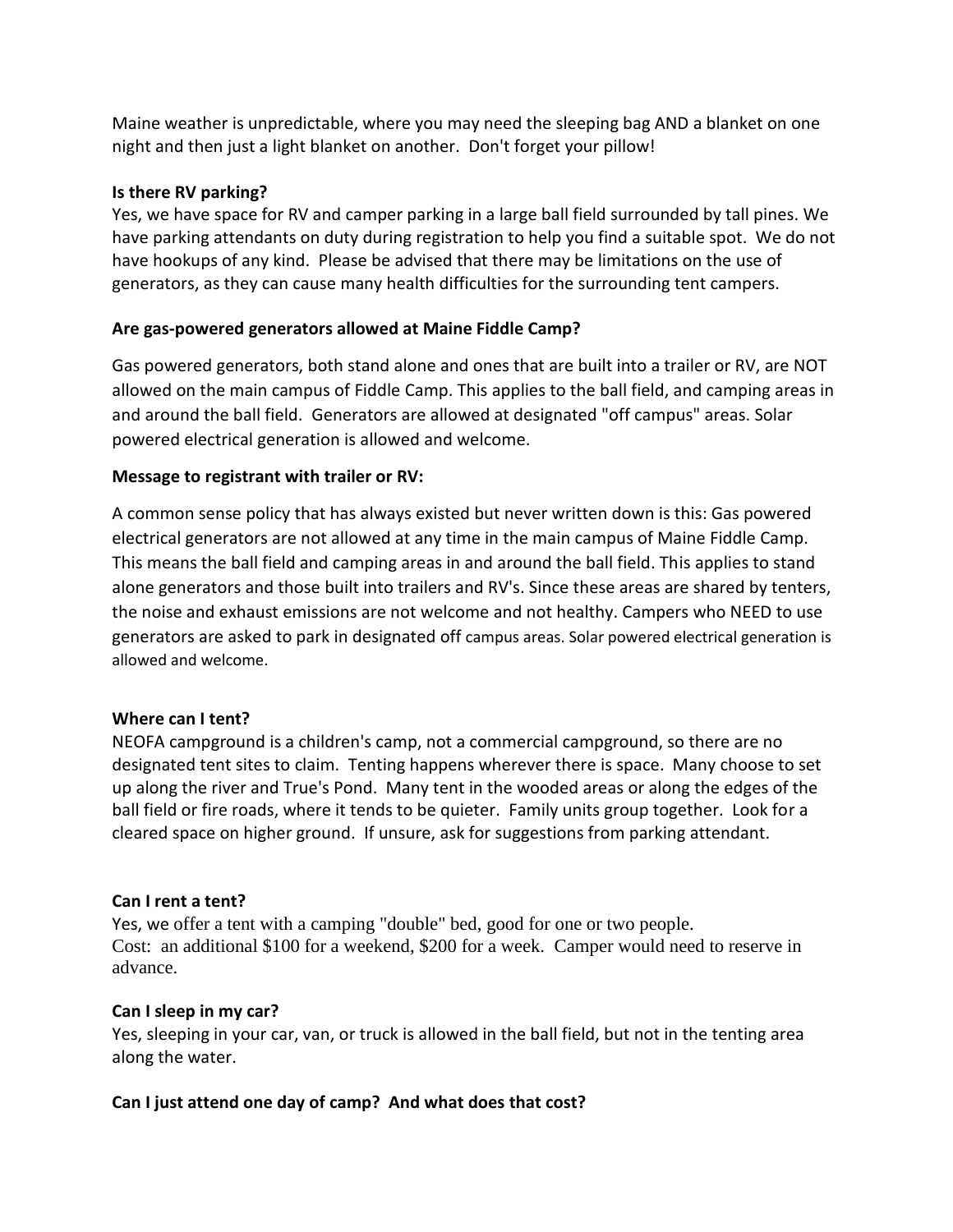Maine weather is unpredictable, where you may need the sleeping bag AND a blanket on one night and then just a light blanket on another. Don't forget your pillow!

**Is there RV parking?**

Yes, we have space for RV and camper parking in a large ball field surrounded by tall pines. We have parking attendants on duty during registration to help you find a suitable spot. We do not have hookups of any kind. Please be advised that there may be limitations on the use of generators, as they can cause many health difficulties for the surrounding tent campers.

**Are gas-powered generators allowed at Maine Fiddle Camp?**

Gas powered generators, both stand alone and ones that are built into a trailer or RV, are NOT allowed on the main campus of Fiddle Camp. This applies to the ball field, and camping areas in and around the ball field. Generators are allowed at designated "off campus" areas. Solar powered electrical generation is allowed and welcome.

**Message to registrant with trailer or RV:**

A common sense policy that has always existed but never written down is this: Gas powered electrical generators are not allowed at any time in the main campus of Maine Fiddle Camp. This means the ball field and camping areas in and around the ball field. This applies to stand alone generators and those built into trailers and RV's. Since these areas are shared by tenters, the noise and exhaust emissions are not welcome and not healthy. Campers who NEED to use generators are asked to park in designated off campus areas. Solar powered electrical generation is allowed and welcome.

**Where can I tent?**

NEOFA campground is a children's camp, not a commercial campground, so there are no designated tent sites to claim. Tenting happens wherever there is space. Many choose to set up along the river and True's Pond. Many tent in the wooded areas or along the edges of the ball field or fire roads, where it tends to be quieter. Family units group together. Look for a cleared space on higher ground. If unsure, ask for suggestions from parking attendant.

**Can I rent a tent?**

Yes, we offer a tent with a camping "double" bed, good for one or two people.
Cost: an additional $100 for a weekend, $200 for a week. Camper would need to reserve in advance.

**Can I sleep in my car?**

Yes, sleeping in your car, van, or truck is allowed in the ball field, but not in the tenting area along the water.

**Can I just attend one day of camp? And what does that cost?**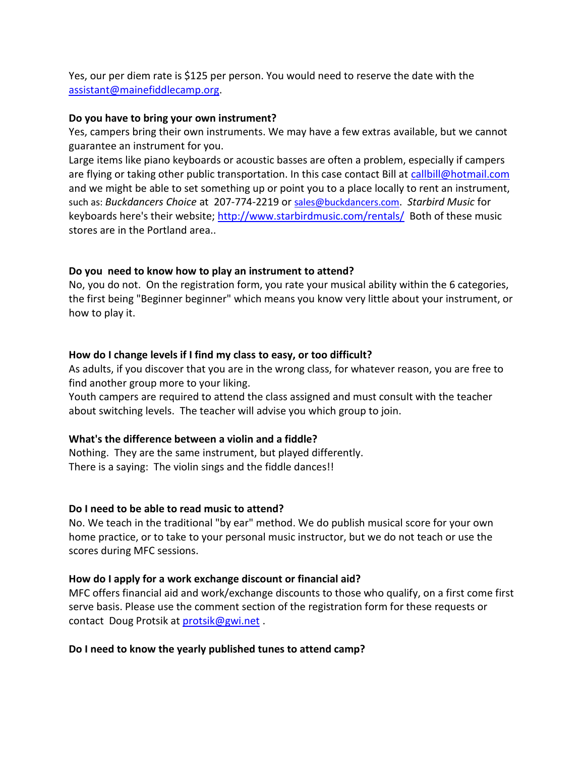Yes, our per diem rate is $125 per person. You would need to reserve the date with the assistant@mainefiddlecamp.org.

**Do you have to bring your own instrument?**

Yes, campers bring their own instruments. We may have a few extras available, but we cannot guarantee an instrument for you.

Large items like piano keyboards or acoustic basses are often a problem, especially if campers are flying or taking other public transportation. In this case contact Bill at callbill@hotmail.com and we might be able to set something up or point you to a place locally to rent an instrument, such as: *Buckdancers Choice* at 207-774-2219 or sales@buckdancers.com. *Starbird Music* for keyboards here's their website; http://www.starbirdmusic.com/rentals/ Both of these music stores are in the Portland area..

**Do you need to know how to play an instrument to attend?**

No, you do not. On the registration form, you rate your musical ability within the 6 categories, the first being "Beginner beginner" which means you know very little about your instrument, or how to play it.

**How do I change levels if I find my class to easy, or too difficult?**

As adults, if you discover that you are in the wrong class, for whatever reason, you are free to find another group more to your liking.

Youth campers are required to attend the class assigned and must consult with the teacher about switching levels. The teacher will advise you which group to join.

**What's the difference between a violin and a fiddle?**

Nothing. They are the same instrument, but played differently.

There is a saying: The violin sings and the fiddle dances!!

**Do I need to be able to read music to attend?**

No. We teach in the traditional "by ear" method. We do publish musical score for your own home practice, or to take to your personal music instructor, but we do not teach or use the scores during MFC sessions.

**How do I apply for a work exchange discount or financial aid?**

MFC offers financial aid and work/exchange discounts to those who qualify, on a first come first serve basis. Please use the comment section of the registration form for these requests or contact Doug Protsik at protsik@gwi.net .

**Do I need to know the yearly published tunes to attend camp?**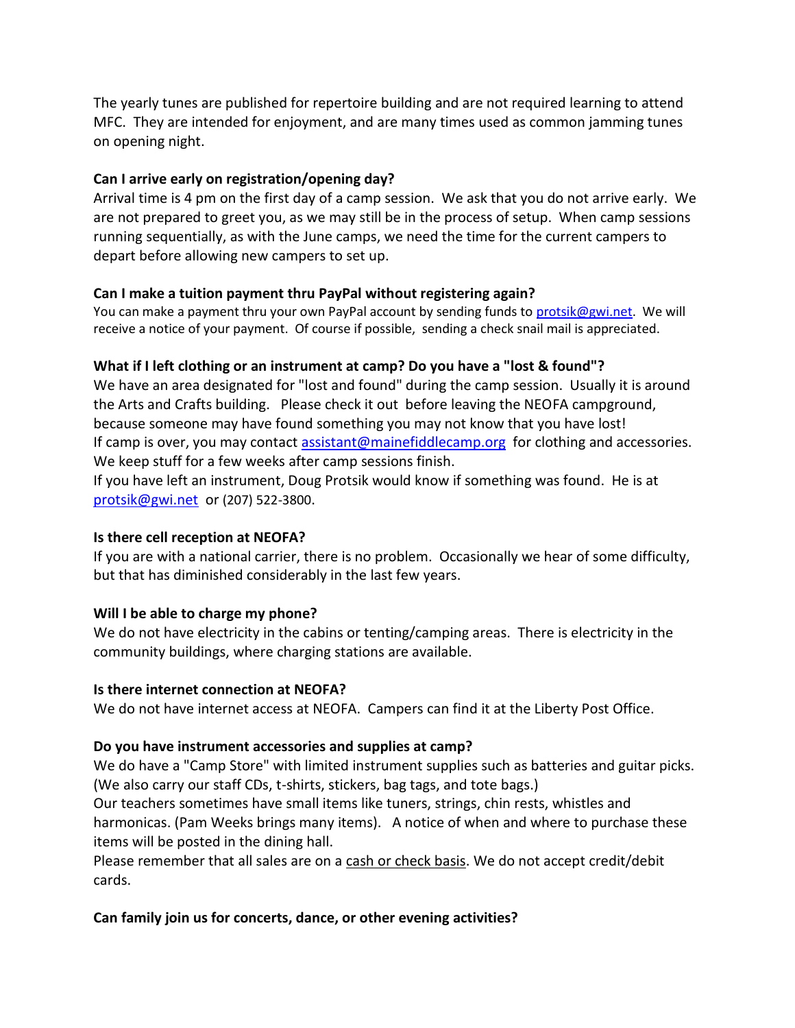The yearly tunes are published for repertoire building and are not required learning to attend MFC. They are intended for enjoyment, and are many times used as common jamming tunes on opening night.

**Can I arrive early on registration/opening day?**

Arrival time is 4 pm on the first day of a camp session. We ask that you do not arrive early. We are not prepared to greet you, as we may still be in the process of setup. When camp sessions running sequentially, as with the June camps, we need the time for the current campers to depart before allowing new campers to set up.

**Can I make a tuition payment thru PayPal without registering again?**

You can make a payment thru your own PayPal account by sending funds to protsik@gwi.net. We will receive a notice of your payment. Of course if possible, sending a check snail mail is appreciated.

**What if I left clothing or an instrument at camp? Do you have a "lost & found"?**

We have an area designated for "lost and found" during the camp session. Usually it is around the Arts and Crafts building. Please check it out before leaving the NEOFA campground, because someone may have found something you may not know that you have lost!

If camp is over, you may contact assistant@mainefiddlecamp.org for clothing and accessories. We keep stuff for a few weeks after camp sessions finish.

If you have left an instrument, Doug Protsik would know if something was found. He is at protsik@gwi.net or (207) 522-3800.

**Is there cell reception at NEOFA?**

If you are with a national carrier, there is no problem. Occasionally we hear of some difficulty, but that has diminished considerably in the last few years.

**Will I be able to charge my phone?**

We do not have electricity in the cabins or tenting/camping areas. There is electricity in the community buildings, where charging stations are available.

**Is there internet connection at NEOFA?**

We do not have internet access at NEOFA. Campers can find it at the Liberty Post Office.

**Do you have instrument accessories and supplies at camp?**

We do have a "Camp Store" with limited instrument supplies such as batteries and guitar picks. (We also carry our staff CDs, t-shirts, stickers, bag tags, and tote bags.)

Our teachers sometimes have small items like tuners, strings, chin rests, whistles and harmonicas. (Pam Weeks brings many items). A notice of when and where to purchase these items will be posted in the dining hall.

Please remember that all sales are on a cash or check basis. We do not accept credit/debit cards.

**Can family join us for concerts, dance, or other evening activities?**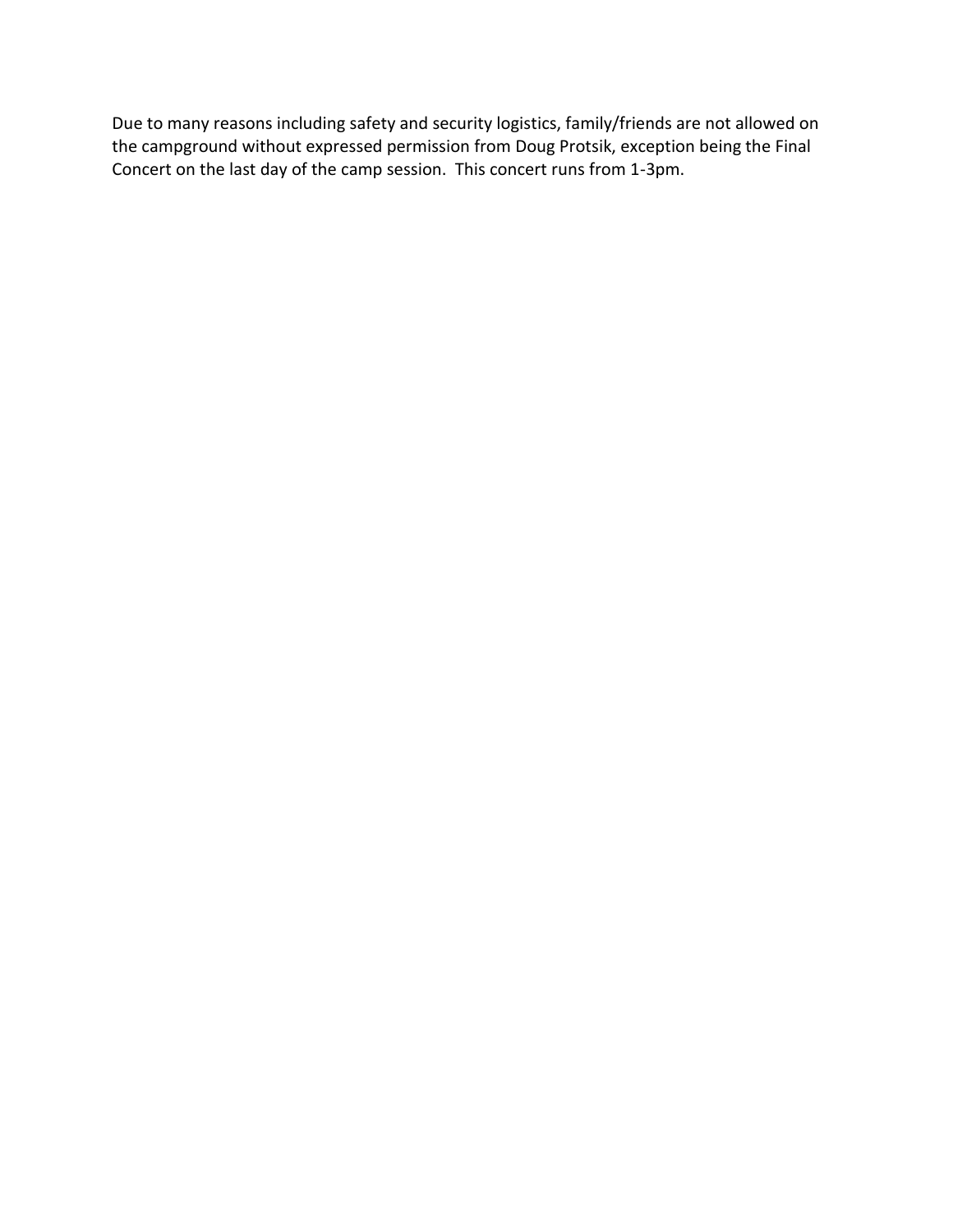Due to many reasons including safety and security logistics, family/friends are not allowed on the campground without expressed permission from Doug Protsik, exception being the Final Concert on the last day of the camp session. This concert runs from 1-3pm.